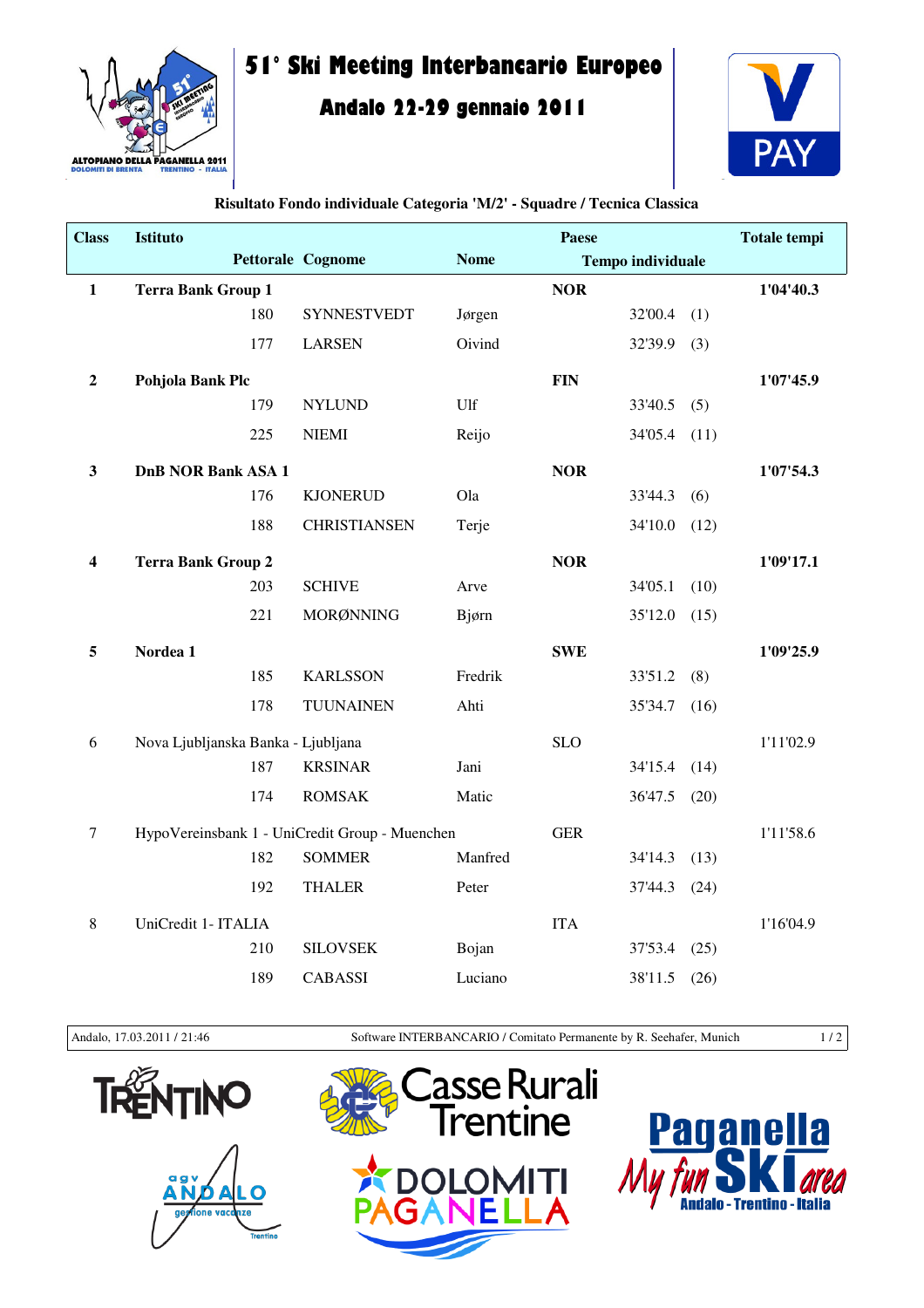# 51° Ski Meeting Interbancario Europeo

## Andalo 22-29 gennaio 2011

**Risultato Fondo individuale Categoria 'M/2' - Squadre / Tecnica Classica**

| Class | Istituto | | | Paese | | Totale tempi |
|---|---|---|---|---|---|---|
| | Pettorale | Cognome | Nome | Tempo individuale | | |
| **1** | **Terra Bank Group 1** | | | **NOR** | | **1'04'40.3** |
| | 180 | SYNNESTVEDT | Jørgen | 32'00.4 | (1) | |
| | 177 | LARSEN | Oivind | 32'39.9 | (3) | |
| **2** | **Pohjola Bank Plc** | | | **FIN** | | **1'07'45.9** |
| | 179 | NYLUND | Ulf | 33'40.5 | (5) | |
| | 225 | NIEMI | Reijo | 34'05.4 | (11) | |
| **3** | **DnB NOR Bank ASA 1** | | | **NOR** | | **1'07'54.3** |
| | 176 | KJONERUD | Ola | 33'44.3 | (6) | |
| | 188 | CHRISTIANSEN | Terje | 34'10.0 | (12) | |
| **4** | **Terra Bank Group 2** | | | **NOR** | | **1'09'17.1** |
| | 203 | SCHIVE | Arve | 34'05.1 | (10) | |
| | 221 | MORØNNING | Bjørn | 35'12.0 | (15) | |
| **5** | **Nordea 1** | | | **SWE** | | **1'09'25.9** |
| | 185 | KARLSSON | Fredrik | 33'51.2 | (8) | |
| | 178 | TUUNAINEN | Ahti | 35'34.7 | (16) | |
| 6 | Nova Ljubljanska Banka - Ljubljana | | | SLO | | 1'11'02.9 |
| | 187 | KRSINAR | Jani | 34'15.4 | (14) | |
| | 174 | ROMSAK | Matic | 36'47.5 | (20) | |
| 7 | HypoVereinsbank 1 - UniCredit Group - Muenchen | | | GER | | 1'11'58.6 |
| | 182 | SOMMER | Manfred | 34'14.3 | (13) | |
| | 192 | THALER | Peter | 37'44.3 | (24) | |
| 8 | UniCredit 1- ITALIA | | | ITA | | 1'16'04.9 |
| | 210 | SILOVSEK | Bojan | 37'53.4 | (25) | |
| | 189 | CABASSI | Luciano | 38'11.5 | (26) | |

Andalo, 17.03.2011 / 21:46 — Software INTERBANCARIO / Comitato Permanente by R. Seehafer, Munich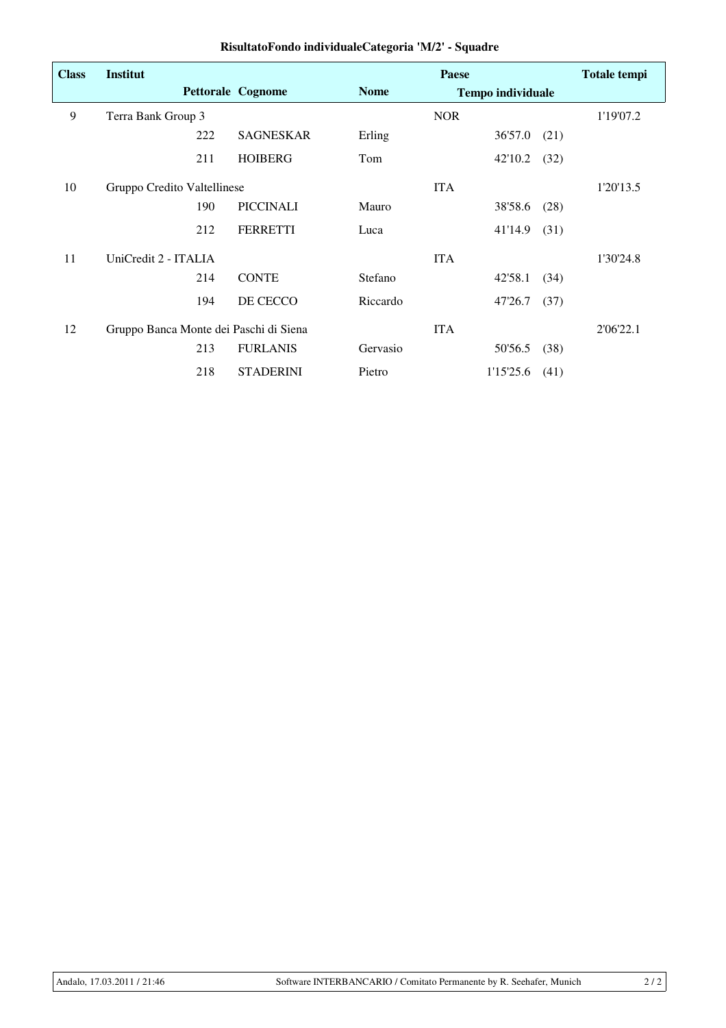**RisultatoFondo individualeCategoria 'M/2' - Squadre**

| Class | Institut | | | | Paese | | | Totale tempi |
|---|---|---|---|---|---|---|---|---|
| | | Pettorale | Cognome | Nome | Tempo individuale | | | |
| 9 | Terra Bank Group 3 | | | | NOR | | | 1'19'07.2 |
| | | 222 | SAGNESKAR | Erling | | 36'57.0 | (21) | |
| | | 211 | HOIBERG | Tom | | 42'10.2 | (32) | |
| 10 | Gruppo Credito Valtellinese | | | | ITA | | | 1'20'13.5 |
| | | 190 | PICCINALI | Mauro | | 38'58.6 | (28) | |
| | | 212 | FERRETTI | Luca | | 41'14.9 | (31) | |
| 11 | UniCredit 2 - ITALIA | | | | ITA | | | 1'30'24.8 |
| | | 214 | CONTE | Stefano | | 42'58.1 | (34) | |
| | | 194 | DE CECCO | Riccardo | | 47'26.7 | (37) | |
| 12 | Gruppo Banca Monte dei Paschi di Siena | | | | ITA | | | 2'06'22.1 |
| | | 213 | FURLANIS | Gervasio | | 50'56.5 | (38) | |
| | | 218 | STADERINI | Pietro | | 1'15'25.6 | (41) | |

Andalo, 17.03.2011 / 21:46 — Software INTERBANCARIO / Comitato Permanente by R. Seehafer, Munich